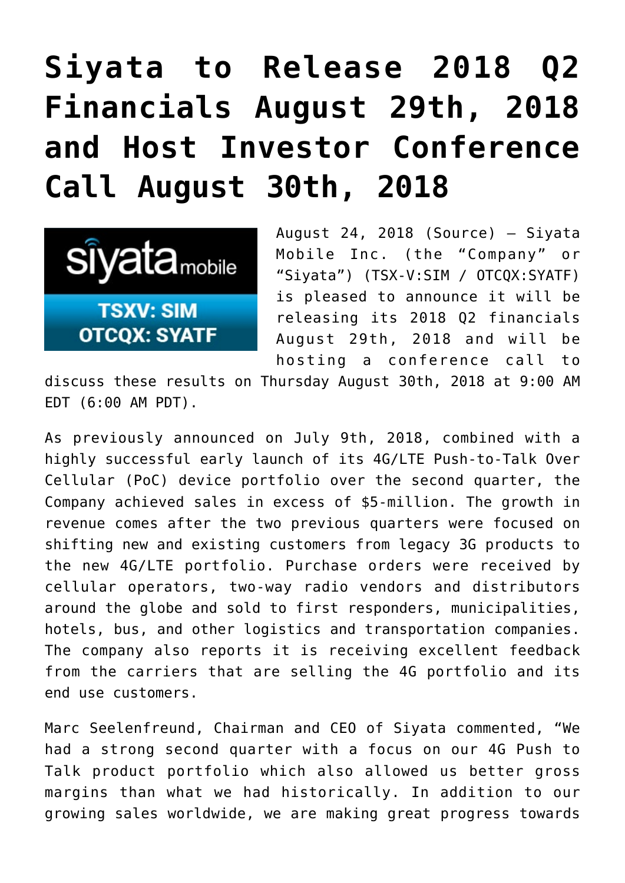# Siyata to Release 2018 Q2 Financials August 29th, 2018 and Host Investor Conference Call August 30th, 2018

August 24, 2018 (Source) — Siyata Mobile Inc. (the "Company" or "Siyata") (TSX-V:SIM / OTCQX:SYATF) is pleased to announce it will be releasing its 2018 Q2 financials August 29th, 2018 and will be hosting a conference call to discuss these results on Thursday August 30th, 2018 at 9:00 AM EDT (6:00 AM PDT).

As previously announced on July 9th, 2018, combined with a highly successful early launch of its 4G/LTE Push-to-Talk Over Cellular (PoC) device portfolio over the second quarter, the Company achieved sales in excess of $5-million. The growth in revenue comes after the two previous quarters were focused on shifting new and existing customers from legacy 3G products to the new 4G/LTE portfolio. Purchase orders were received by cellular operators, two-way radio vendors and distributors around the globe and sold to first responders, municipalities, hotels, bus, and other logistics and transportation companies. The company also reports it is receiving excellent feedback from the carriers that are selling the 4G portfolio and its end use customers.

Marc Seelenfreund, Chairman and CEO of Siyata commented, "We had a strong second quarter with a focus on our 4G Push to Talk product portfolio which also allowed us better gross margins than what we had historically. In addition to our growing sales worldwide, we are making great progress towards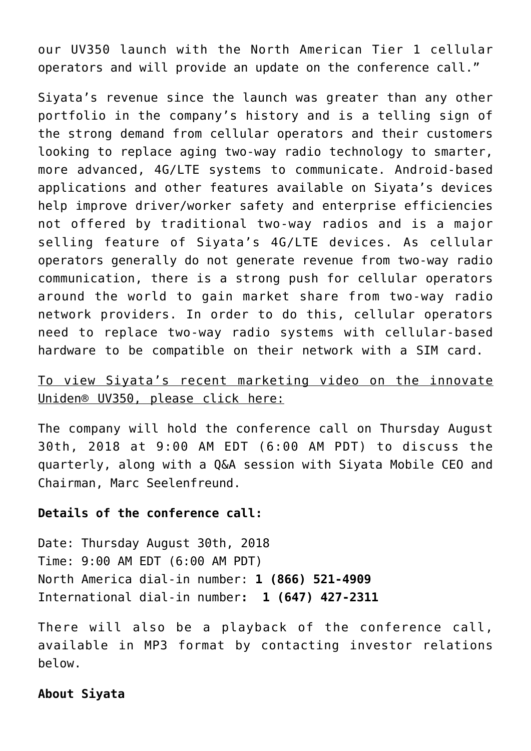our UV350 launch with the North American Tier 1 cellular operators and will provide an update on the conference call."

Siyata's revenue since the launch was greater than any other portfolio in the company's history and is a telling sign of the strong demand from cellular operators and their customers looking to replace aging two-way radio technology to smarter, more advanced, 4G/LTE systems to communicate. Android-based applications and other features available on Siyata's devices help improve driver/worker safety and enterprise efficiencies not offered by traditional two-way radios and is a major selling feature of Siyata's 4G/LTE devices. As cellular operators generally do not generate revenue from two-way radio communication, there is a strong push for cellular operators around the world to gain market share from two-way radio network providers. In order to do this, cellular operators need to replace two-way radio systems with cellular-based hardware to be compatible on their network with a SIM card.

To view Siyata's recent marketing video on the innovate Uniden® UV350, please click here:

The company will hold the conference call on Thursday August 30th, 2018 at 9:00 AM EDT (6:00 AM PDT) to discuss the quarterly, along with a Q&A session with Siyata Mobile CEO and Chairman, Marc Seelenfreund.

**Details of the conference call:**

Date: Thursday August 30th, 2018
Time: 9:00 AM EDT (6:00 AM PDT)
North America dial-in number: **1 (866) 521-4909**
International dial-in number**: 1 (647) 427-2311**

There will also be a playback of the conference call, available in MP3 format by contacting investor relations below.

**About Siyata**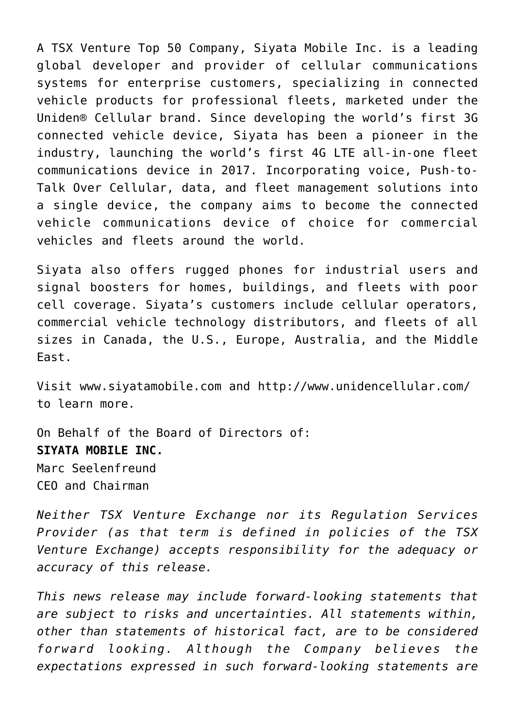A TSX Venture Top 50 Company, Siyata Mobile Inc. is a leading global developer and provider of cellular communications systems for enterprise customers, specializing in connected vehicle products for professional fleets, marketed under the Uniden® Cellular brand. Since developing the world's first 3G connected vehicle device, Siyata has been a pioneer in the industry, launching the world's first 4G LTE all-in-one fleet communications device in 2017. Incorporating voice, Push-to-Talk Over Cellular, data, and fleet management solutions into a single device, the company aims to become the connected vehicle communications device of choice for commercial vehicles and fleets around the world.

Siyata also offers rugged phones for industrial users and signal boosters for homes, buildings, and fleets with poor cell coverage. Siyata's customers include cellular operators, commercial vehicle technology distributors, and fleets of all sizes in Canada, the U.S., Europe, Australia, and the Middle East.

Visit www.siyatamobile.com and http://www.unidencellular.com/ to learn more.

On Behalf of the Board of Directors of:
**SIYATA MOBILE INC.**
Marc Seelenfreund
CEO and Chairman

*Neither TSX Venture Exchange nor its Regulation Services Provider (as that term is defined in policies of the TSX Venture Exchange) accepts responsibility for the adequacy or accuracy of this release.*

*This news release may include forward-looking statements that are subject to risks and uncertainties. All statements within, other than statements of historical fact, are to be considered forward looking. Although the Company believes the expectations expressed in such forward-looking statements are*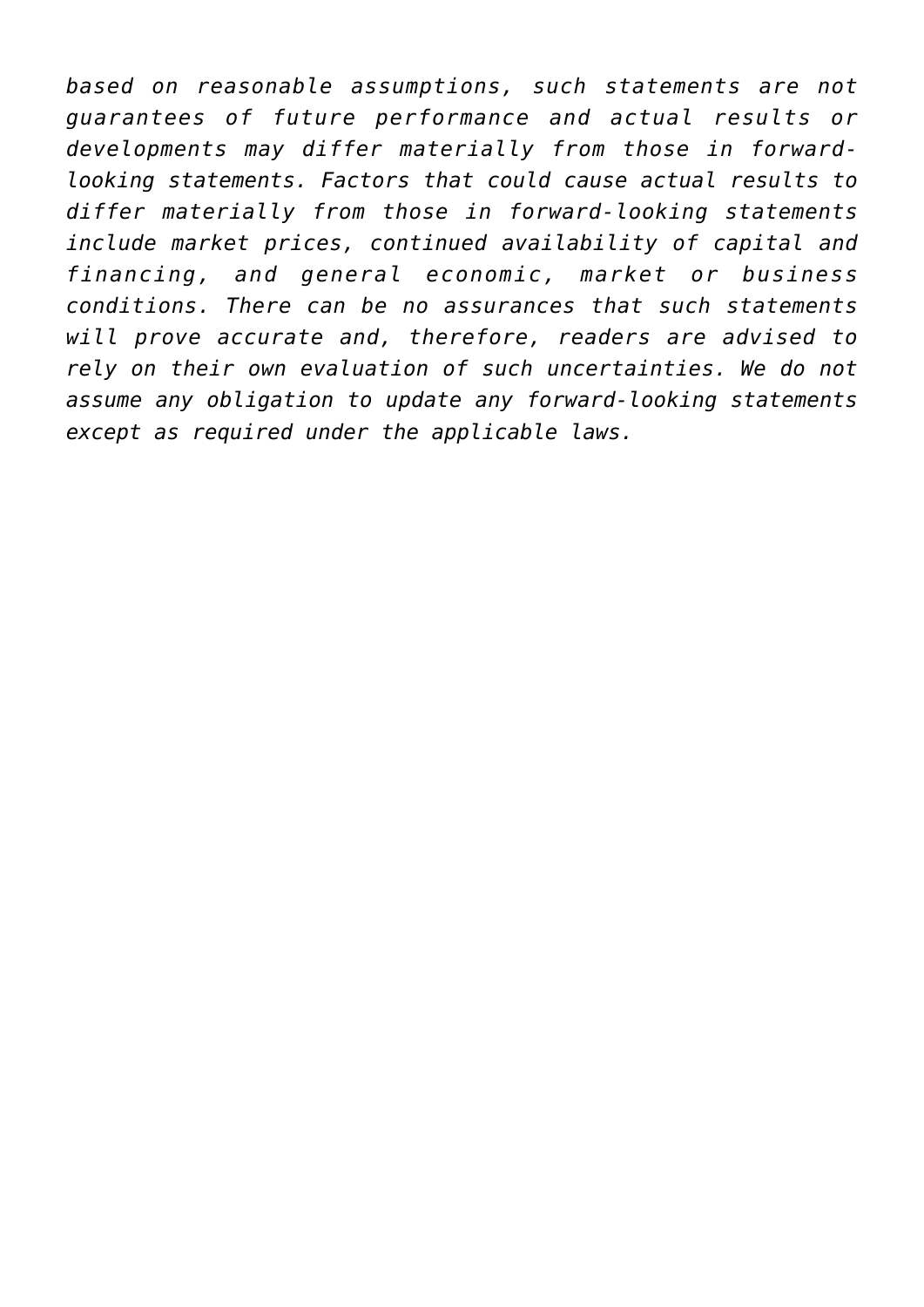*based on reasonable assumptions, such statements are not guarantees of future performance and actual results or developments may differ materially from those in forward-looking statements. Factors that could cause actual results to differ materially from those in forward-looking statements include market prices, continued availability of capital and financing, and general economic, market or business conditions. There can be no assurances that such statements will prove accurate and, therefore, readers are advised to rely on their own evaluation of such uncertainties. We do not assume any obligation to update any forward-looking statements except as required under the applicable laws.*